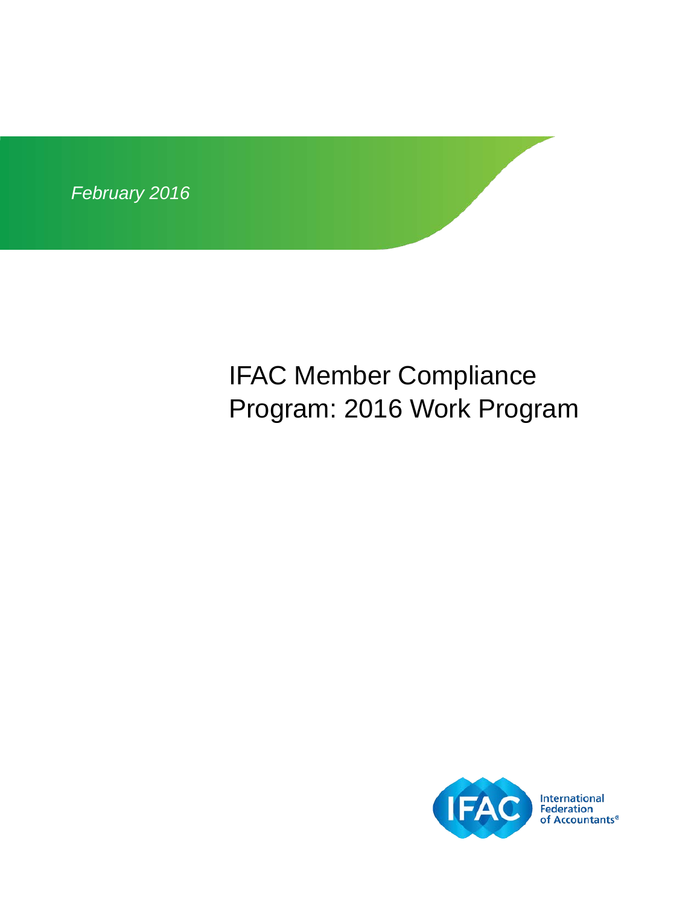*February 2016*

# IFAC Member Compliance Program: 2016 Work Program

International Federation of Accountants®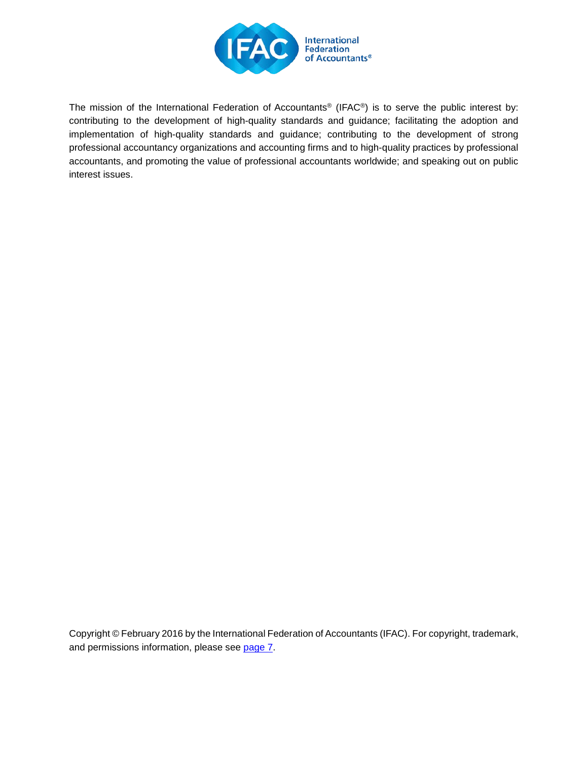The mission of the International Federation of Accountants® (IFAC®) is to serve the public interest by: contributing to the development of high-quality standards and guidance; facilitating the adoption and implementation of high-quality standards and guidance; contributing to the development of strong professional accountancy organizations and accounting firms and to high-quality practices by professional accountants, and promoting the value of professional accountants worldwide; and speaking out on public interest issues.

Copyright © February 2016 by the International Federation of Accountants (IFAC). For copyright, trademark, and permissions information, please see page 7.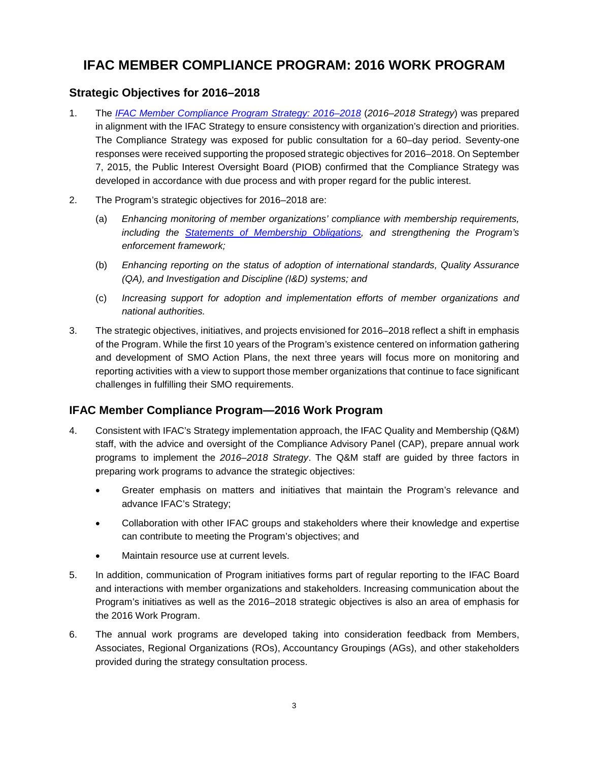# IFAC MEMBER COMPLIANCE PROGRAM: 2016 WORK PROGRAM

## Strategic Objectives for 2016–2018

1. The *IFAC Member Compliance Program Strategy: 2016–2018* (*2016–2018 Strategy*) was prepared in alignment with the IFAC Strategy to ensure consistency with organization's direction and priorities. The Compliance Strategy was exposed for public consultation for a 60–day period. Seventy-one responses were received supporting the proposed strategic objectives for 2016–2018. On September 7, 2015, the Public Interest Oversight Board (PIOB) confirmed that the Compliance Strategy was developed in accordance with due process and with proper regard for the public interest.

2. The Program's strategic objectives for 2016–2018 are:

   (a) *Enhancing monitoring of member organizations' compliance with membership requirements, including the Statements of Membership Obligations, and strengthening the Program's enforcement framework;*

   (b) *Enhancing reporting on the status of adoption of international standards, Quality Assurance (QA), and Investigation and Discipline (I&D) systems; and*

   (c) *Increasing support for adoption and implementation efforts of member organizations and national authorities.*

3. The strategic objectives, initiatives, and projects envisioned for 2016–2018 reflect a shift in emphasis of the Program. While the first 10 years of the Program's existence centered on information gathering and development of SMO Action Plans, the next three years will focus more on monitoring and reporting activities with a view to support those member organizations that continue to face significant challenges in fulfilling their SMO requirements.

## IFAC Member Compliance Program—2016 Work Program

4. Consistent with IFAC's Strategy implementation approach, the IFAC Quality and Membership (Q&M) staff, with the advice and oversight of the Compliance Advisory Panel (CAP), prepare annual work programs to implement the *2016–2018 Strategy*. The Q&M staff are guided by three factors in preparing work programs to advance the strategic objectives:

   - Greater emphasis on matters and initiatives that maintain the Program's relevance and advance IFAC's Strategy;
   - Collaboration with other IFAC groups and stakeholders where their knowledge and expertise can contribute to meeting the Program's objectives; and
   - Maintain resource use at current levels.

5. In addition, communication of Program initiatives forms part of regular reporting to the IFAC Board and interactions with member organizations and stakeholders. Increasing communication about the Program's initiatives as well as the 2016–2018 strategic objectives is also an area of emphasis for the 2016 Work Program.

6. The annual work programs are developed taking into consideration feedback from Members, Associates, Regional Organizations (ROs), Accountancy Groupings (AGs), and other stakeholders provided during the strategy consultation process.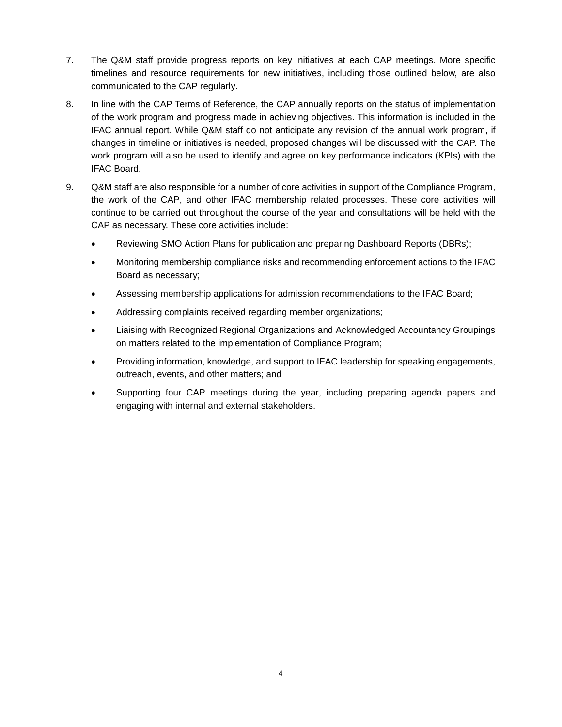7. The Q&M staff provide progress reports on key initiatives at each CAP meetings. More specific timelines and resource requirements for new initiatives, including those outlined below, are also communicated to the CAP regularly.

8. In line with the CAP Terms of Reference, the CAP annually reports on the status of implementation of the work program and progress made in achieving objectives. This information is included in the IFAC annual report. While Q&M staff do not anticipate any revision of the annual work program, if changes in timeline or initiatives is needed, proposed changes will be discussed with the CAP. The work program will also be used to identify and agree on key performance indicators (KPIs) with the IFAC Board.

9. Q&M staff are also responsible for a number of core activities in support of the Compliance Program, the work of the CAP, and other IFAC membership related processes. These core activities will continue to be carried out throughout the course of the year and consultations will be held with the CAP as necessary. These core activities include:

   - Reviewing SMO Action Plans for publication and preparing Dashboard Reports (DBRs);
   - Monitoring membership compliance risks and recommending enforcement actions to the IFAC Board as necessary;
   - Assessing membership applications for admission recommendations to the IFAC Board;
   - Addressing complaints received regarding member organizations;
   - Liaising with Recognized Regional Organizations and Acknowledged Accountancy Groupings on matters related to the implementation of Compliance Program;
   - Providing information, knowledge, and support to IFAC leadership for speaking engagements, outreach, events, and other matters; and
   - Supporting four CAP meetings during the year, including preparing agenda papers and engaging with internal and external stakeholders.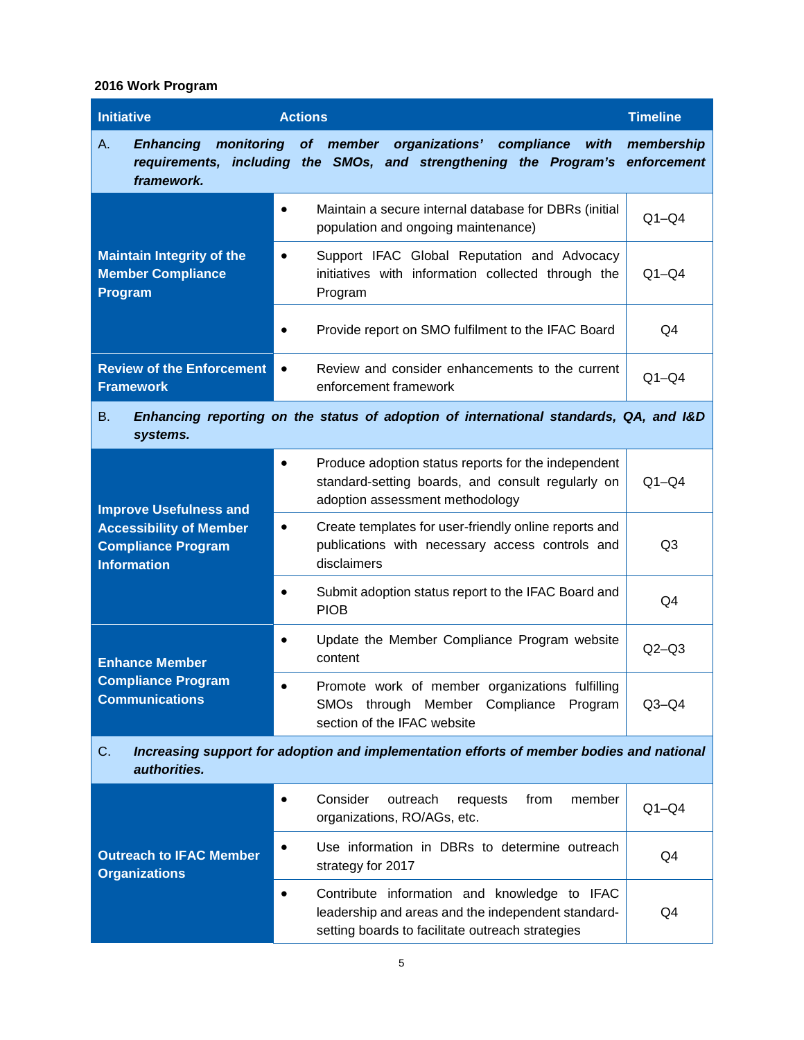**2016 Work Program**

| Initiative | Actions | Timeline |
|---|---|---|
| A. ***Enhancing monitoring of member organizations' compliance with membership requirements, including the SMOs, and strengthening the Program's enforcement framework.*** | | |
| **Maintain Integrity of the Member Compliance Program** | • Maintain a secure internal database for DBRs (initial population and ongoing maintenance) | Q1–Q4 |
| | • Support IFAC Global Reputation and Advocacy initiatives with information collected through the Program | Q1–Q4 |
| | • Provide report on SMO fulfilment to the IFAC Board | Q4 |
| **Review of the Enforcement Framework** | • Review and consider enhancements to the current enforcement framework | Q1–Q4 |
| B. ***Enhancing reporting on the status of adoption of international standards, QA, and I&D systems.*** | | |
| **Improve Usefulness and Accessibility of Member Compliance Program Information** | • Produce adoption status reports for the independent standard-setting boards, and consult regularly on adoption assessment methodology | Q1–Q4 |
| | • Create templates for user-friendly online reports and publications with necessary access controls and disclaimers | Q3 |
| | • Submit adoption status report to the IFAC Board and PIOB | Q4 |
| **Enhance Member Compliance Program Communications** | • Update the Member Compliance Program website content | Q2–Q3 |
| | • Promote work of member organizations fulfilling SMOs through Member Compliance Program section of the IFAC website | Q3–Q4 |
| C. ***Increasing support for adoption and implementation efforts of member bodies and national authorities.*** | | |
| **Outreach to IFAC Member Organizations** | • Consider outreach requests from member organizations, RO/AGs, etc. | Q1–Q4 |
| | • Use information in DBRs to determine outreach strategy for 2017 | Q4 |
| | • Contribute information and knowledge to IFAC leadership and areas and the independent standard-setting boards to facilitate outreach strategies | Q4 |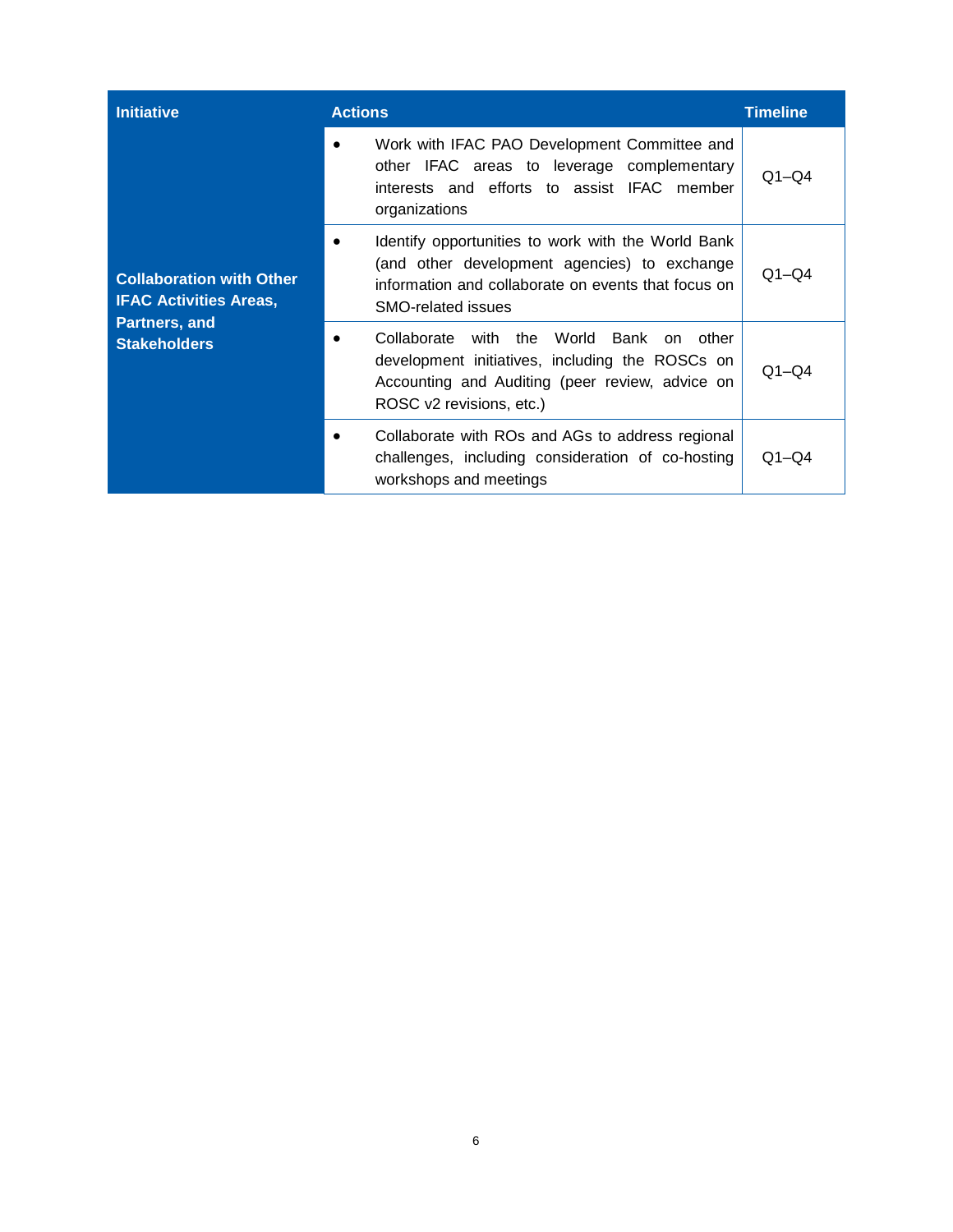| Initiative | Actions | Timeline |
|---|---|---|
| **Collaboration with Other IFAC Activities Areas, Partners, and Stakeholders** | • Work with IFAC PAO Development Committee and other IFAC areas to leverage complementary interests and efforts to assist IFAC member organizations | Q1–Q4 |
| | • Identify opportunities to work with the World Bank (and other development agencies) to exchange information and collaborate on events that focus on SMO-related issues | Q1–Q4 |
| | • Collaborate with the World Bank on other development initiatives, including the ROSCs on Accounting and Auditing (peer review, advice on ROSC v2 revisions, etc.) | Q1–Q4 |
| | • Collaborate with ROs and AGs to address regional challenges, including consideration of co-hosting workshops and meetings | Q1–Q4 |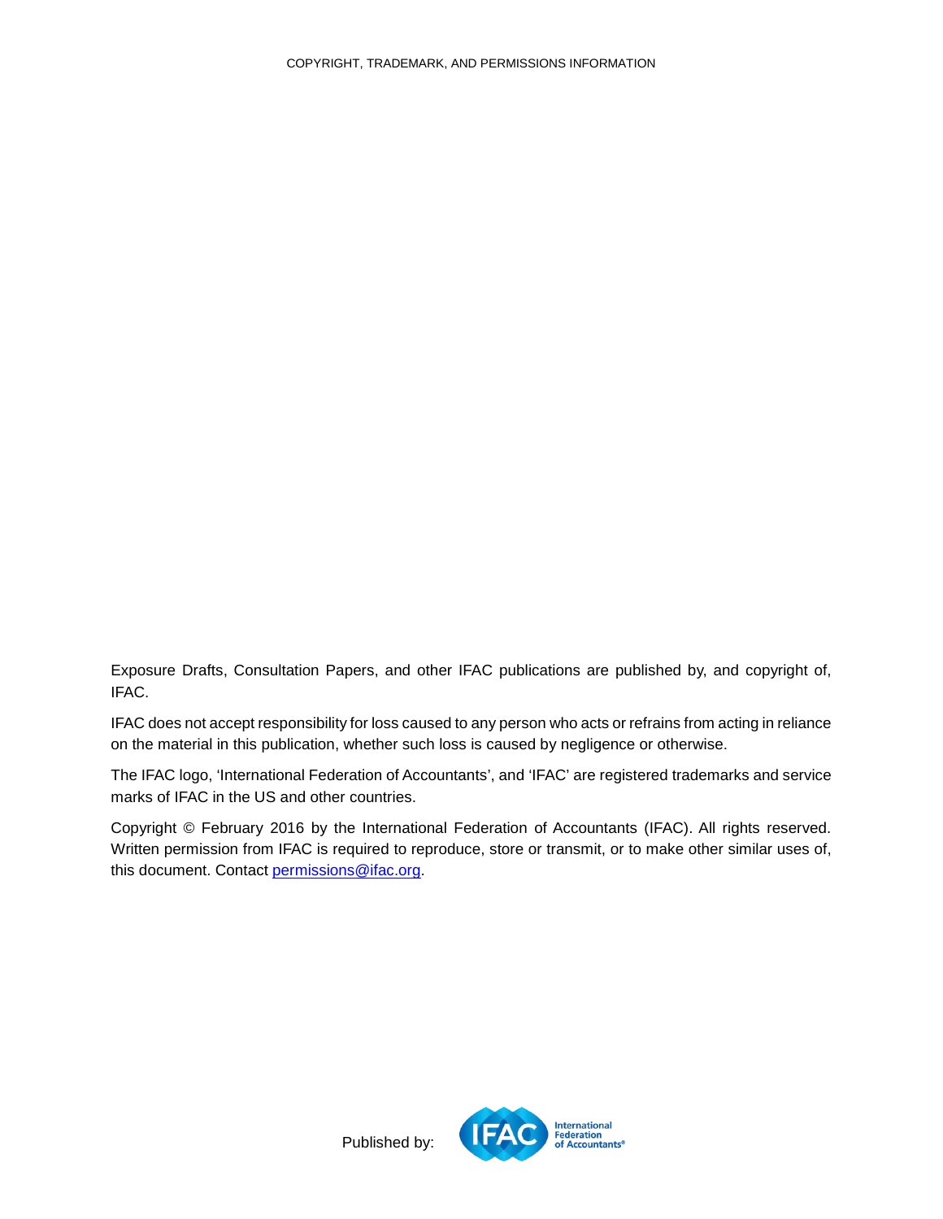COPYRIGHT, TRADEMARK, AND PERMISSIONS INFORMATION

Exposure Drafts, Consultation Papers, and other IFAC publications are published by, and copyright of, IFAC.

IFAC does not accept responsibility for loss caused to any person who acts or refrains from acting in reliance on the material in this publication, whether such loss is caused by negligence or otherwise.

The IFAC logo, 'International Federation of Accountants', and 'IFAC' are registered trademarks and service marks of IFAC in the US and other countries.

Copyright © February 2016 by the International Federation of Accountants (IFAC). All rights reserved. Written permission from IFAC is required to reproduce, store or transmit, or to make other similar uses of, this document. Contact permissions@ifac.org.

Published by: IFAC International Federation of Accountants®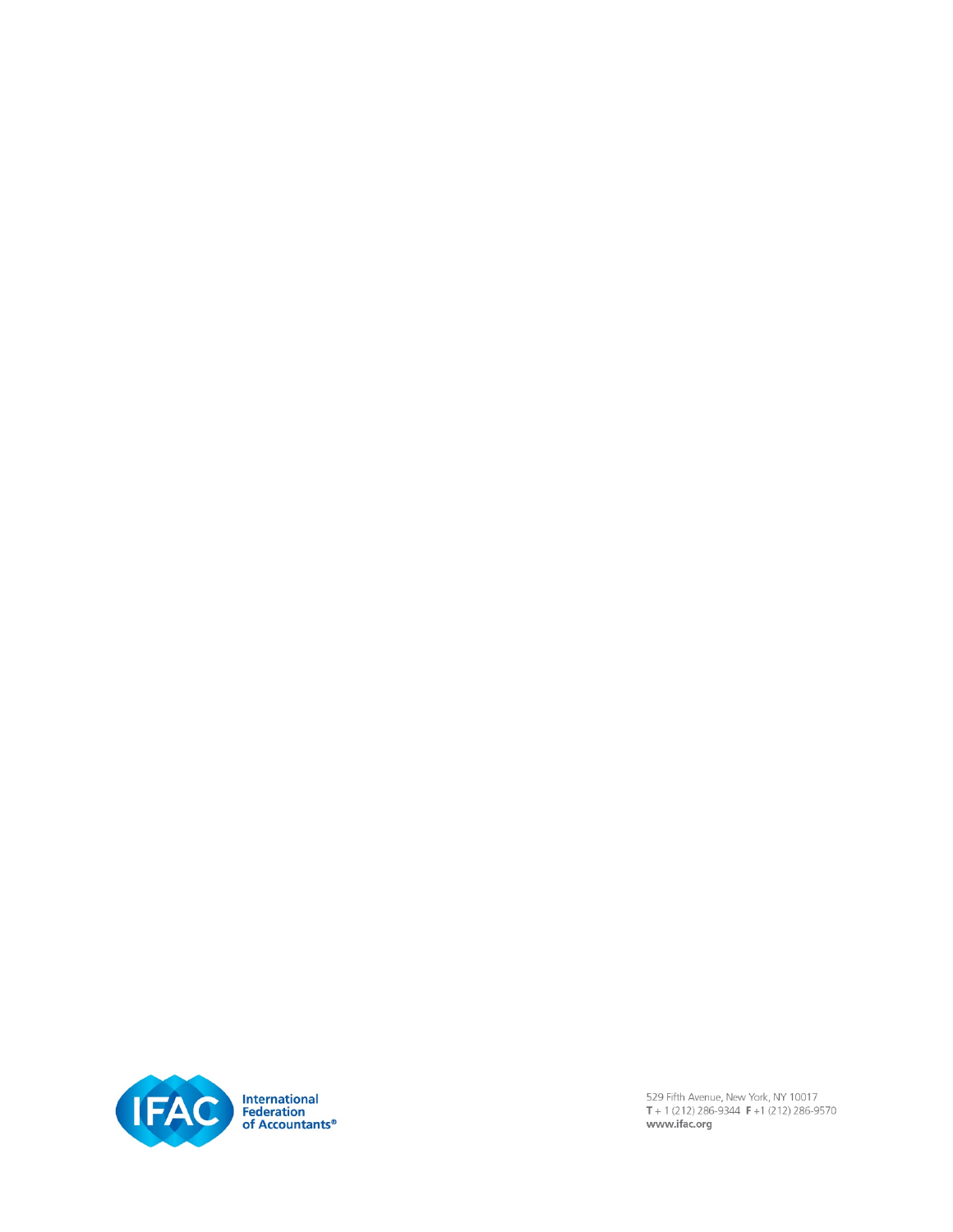International Federation of Accountants®

529 Fifth Avenue, New York, NY 10017
**T** + 1 (212) 286-9344 **F** +1 (212) 286-9570
**www.ifac.org**